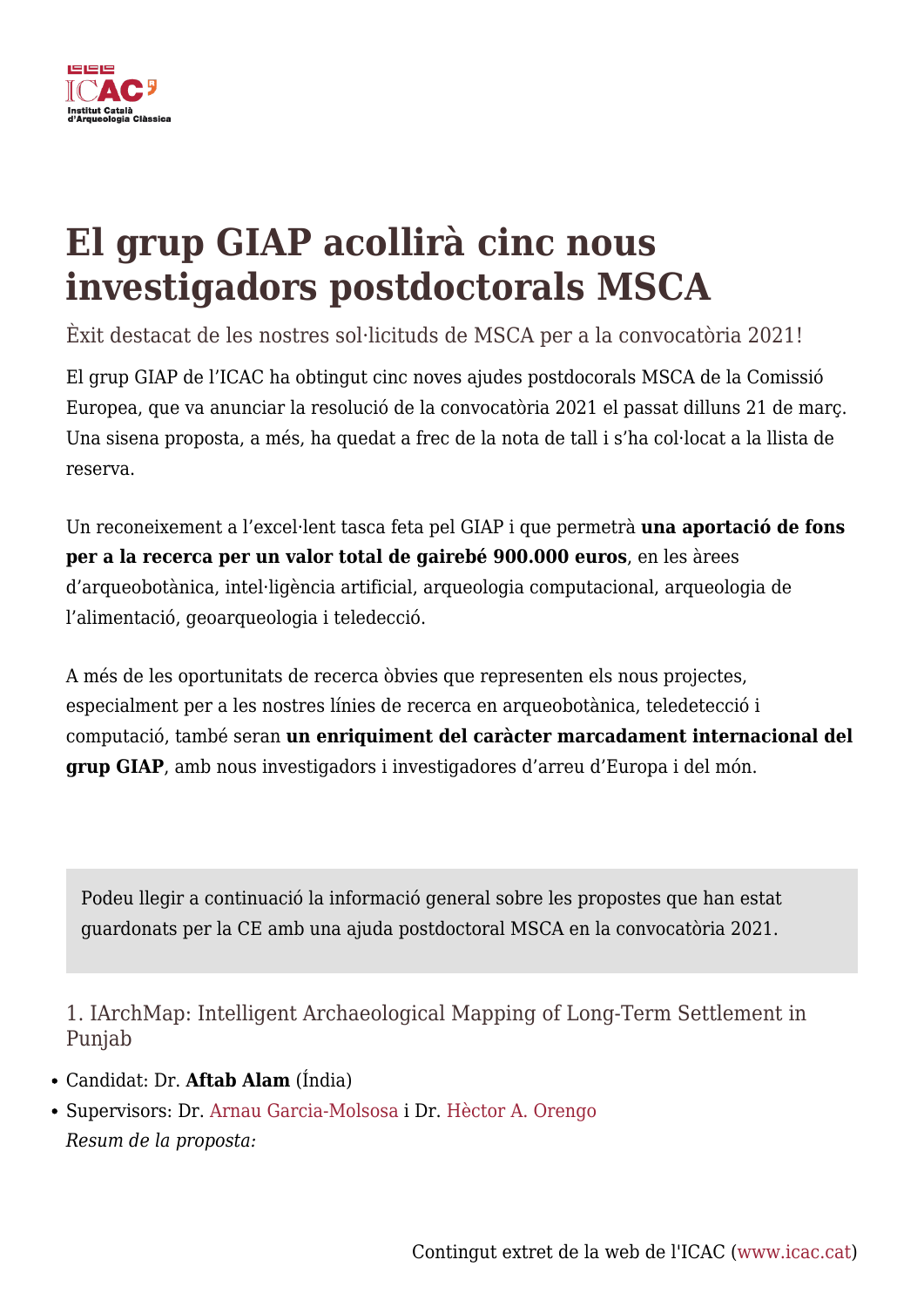# El grup GIAP acollirà cinc nous investigadors postdoctorals MSCA

Èxit destacat de les nostres sol·licituds de MSCA per a la convocatòria 2021!

El grup GIAP de l'ICAC ha obtingut cinc noves ajudes postdocorals MSCA de la Comissió Europea, que va anunciar la resolució de la convocatòria 2021 el passat dilluns 21 de març. Una sisena proposta, a més, ha quedat a frec de la nota de tall i s'ha col·locat a la llista de reserva.

Un reconeixement a l'excel·lent tasca feta pel GIAP i que permetrà **una aportació de fons per a la recerca per un valor total de gairebé 900.000 euros**, en les àrees d'arqueobotànica, intel·ligència artificial, arqueologia computacional, arqueologia de l'alimentació, geoarqueologia i teledecció.

A més de les oportunitats de recerca òbvies que representen els nous projectes, especialment per a les nostres línies de recerca en arqueobotànica, teledetecció i computació, també seran **un enriquiment del caràcter marcadament internacional del grup GIAP**, amb nous investigadors i investigadores d'arreu d'Europa i del món.

> Podeu llegir a continuació la informació general sobre les propostes que han estat guardonats per la CE amb una ajuda postdoctoral MSCA en la convocatòria 2021.

### 1. IArchMap: Intelligent Archaeological Mapping of Long-Term Settlement in Punjab

- Candidat: Dr. **Aftab Alam** (Índia)
- Supervisors: Dr. Arnau Garcia-Molsosa i Dr. Hèctor A. Orengo

*Resum de la proposta:*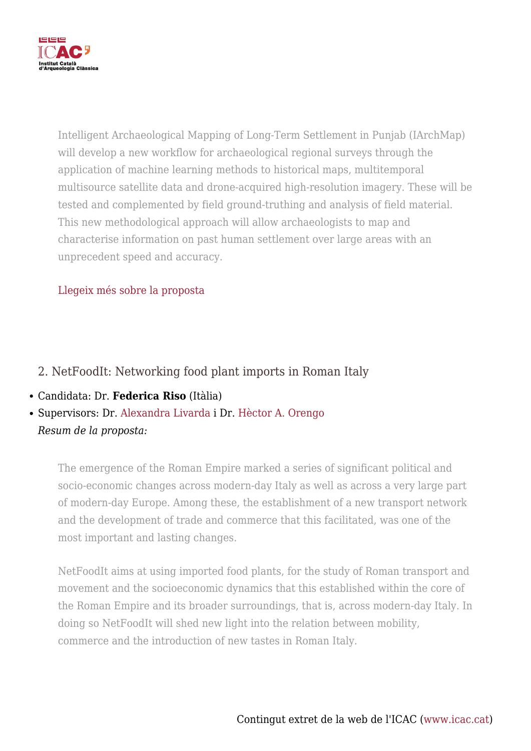> Intelligent Archaeological Mapping of Long-Term Settlement in Punjab (IArchMap) will develop a new workflow for archaeological regional surveys through the application of machine learning methods to historical maps, multitemporal multisource satellite data and drone-acquired high-resolution imagery. These will be tested and complemented by field ground-truthing and analysis of field material. This new methodological approach will allow archaeologists to map and characterise information on past human settlement over large areas with an unprecedent speed and accuracy.

Llegeix més sobre la proposta

## 2. NetFoodIt: Networking food plant imports in Roman Italy

- Candidata: Dr. **Federica Riso** (Itàlia)
- Supervisors: Dr. Alexandra Livarda i Dr. Hèctor A. Orengo

*Resum de la proposta:*

> The emergence of the Roman Empire marked a series of significant political and socio-economic changes across modern-day Italy as well as across a very large part of modern-day Europe. Among these, the establishment of a new transport network and the development of trade and commerce that this facilitated, was one of the most important and lasting changes.
>
> NetFoodIt aims at using imported food plants, for the study of Roman transport and movement and the socioeconomic dynamics that this established within the core of the Roman Empire and its broader surroundings, that is, across modern-day Italy. In doing so NetFoodIt will shed new light into the relation between mobility, commerce and the introduction of new tastes in Roman Italy.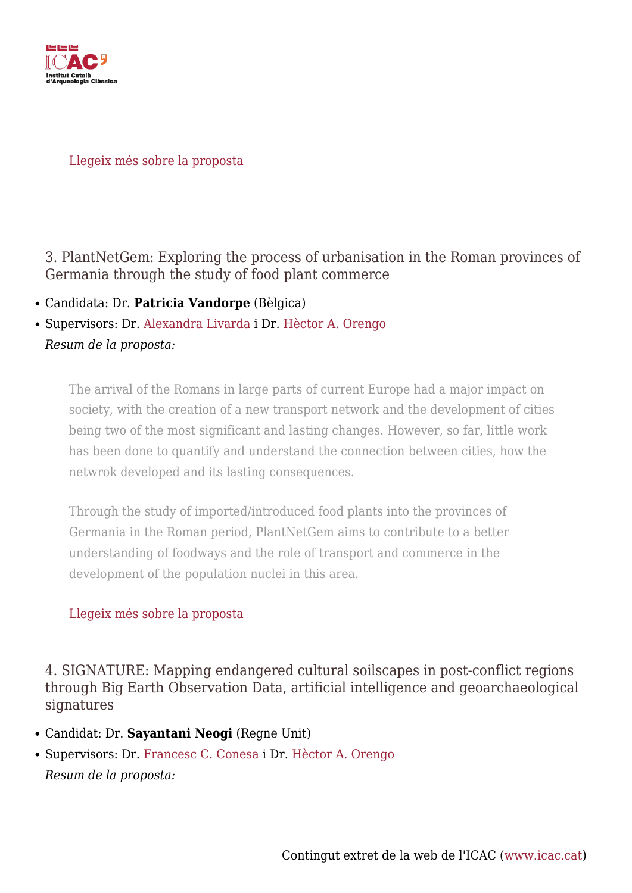Llegeix més sobre la proposta

### 3. PlantNetGem: Exploring the process of urbanisation in the Roman provinces of Germania through the study of food plant commerce

- Candidata: Dr. **Patricia Vandorpe** (Bèlgica)
- Supervisors: Dr. Alexandra Livarda i Dr. Hèctor A. Orengo

*Resum de la proposta:*

> The arrival of the Romans in large parts of current Europe had a major impact on society, with the creation of a new transport network and the development of cities being two of the most significant and lasting changes. However, so far, little work has been done to quantify and understand the connection between cities, how the netwrok developed and its lasting consequences.
>
> Through the study of imported/introduced food plants into the provinces of Germania in the Roman period, PlantNetGem aims to contribute to a better understanding of foodways and the role of transport and commerce in the development of the population nuclei in this area.

Llegeix més sobre la proposta

### 4. SIGNATURE: Mapping endangered cultural soilscapes in post-conflict regions through Big Earth Observation Data, artificial intelligence and geoarchaeological signatures

- Candidat: Dr. **Sayantani Neogi** (Regne Unit)
- Supervisors: Dr. Francesc C. Conesa i Dr. Hèctor A. Orengo

*Resum de la proposta:*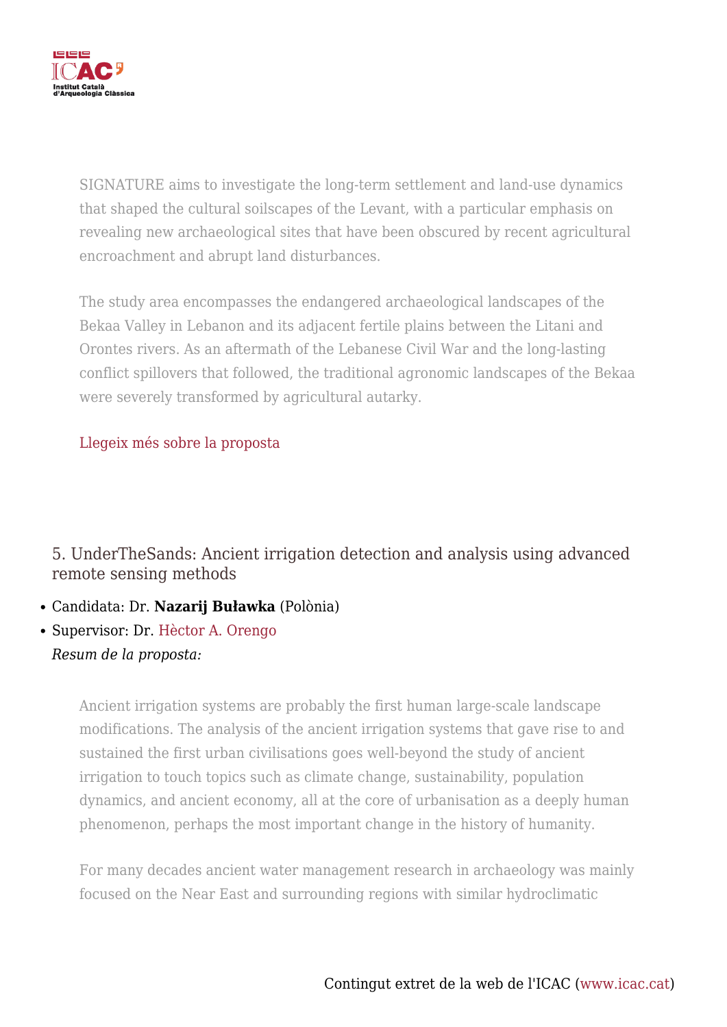> SIGNATURE aims to investigate the long-term settlement and land-use dynamics that shaped the cultural soilscapes of the Levant, with a particular emphasis on revealing new archaeological sites that have been obscured by recent agricultural encroachment and abrupt land disturbances.
>
> The study area encompasses the endangered archaeological landscapes of the Bekaa Valley in Lebanon and its adjacent fertile plains between the Litani and Orontes rivers. As an aftermath of the Lebanese Civil War and the long-lasting conflict spillovers that followed, the traditional agronomic landscapes of the Bekaa were severely transformed by agricultural autarky.
>
> Llegeix més sobre la proposta

### 5. UnderTheSands: Ancient irrigation detection and analysis using advanced remote sensing methods

- Candidata: Dr. **Nazarij Buławka** (Polònia)
- Supervisor: Dr. Hèctor A. Orengo

*Resum de la proposta:*

> Ancient irrigation systems are probably the first human large-scale landscape modifications. The analysis of the ancient irrigation systems that gave rise to and sustained the first urban civilisations goes well-beyond the study of ancient irrigation to touch topics such as climate change, sustainability, population dynamics, and ancient economy, all at the core of urbanisation as a deeply human phenomenon, perhaps the most important change in the history of humanity.
>
> For many decades ancient water management research in archaeology was mainly focused on the Near East and surrounding regions with similar hydroclimatic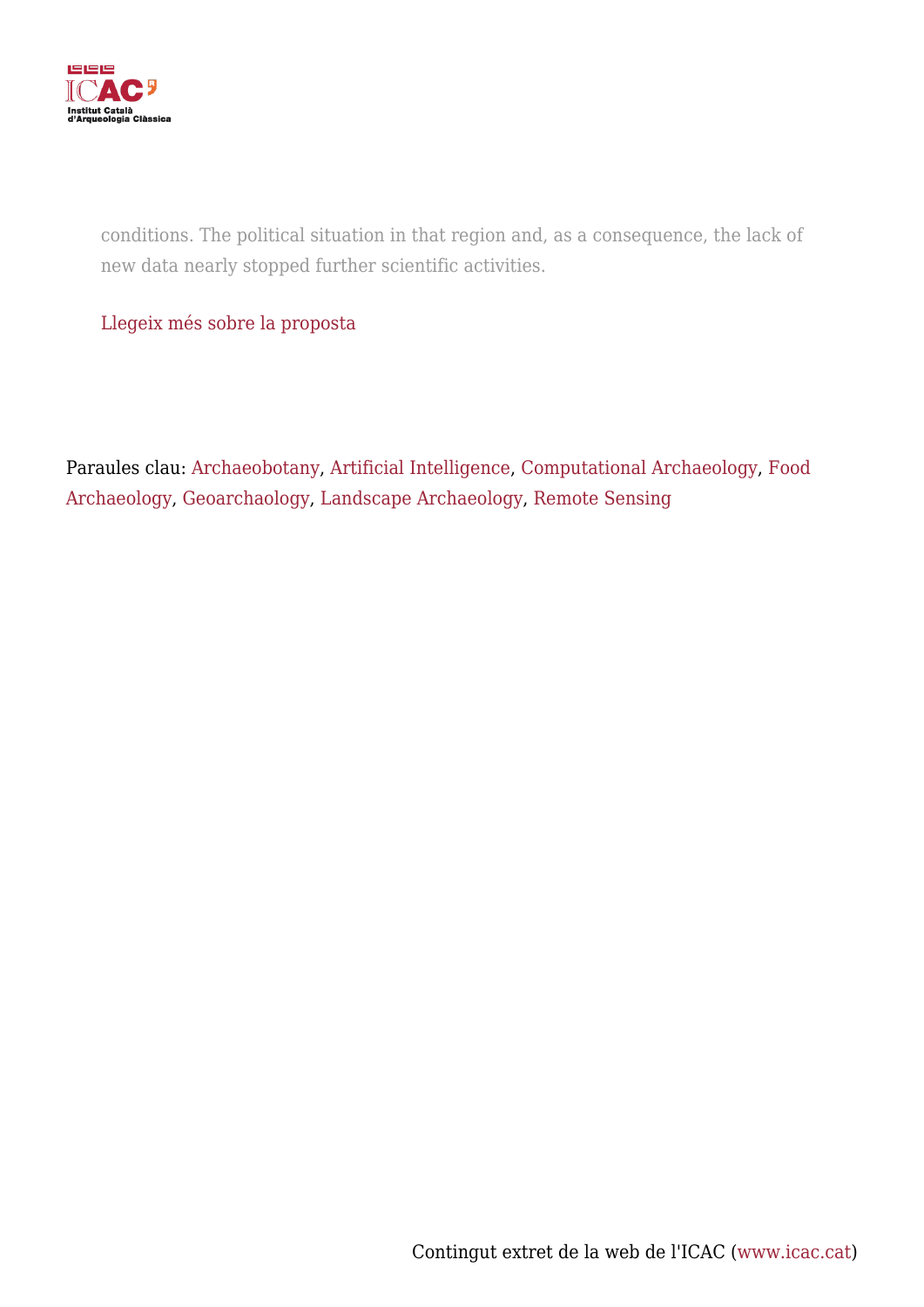conditions. The political situation in that region and, as a consequence, the lack of new data nearly stopped further scientific activities.

Llegeix més sobre la proposta

Paraules clau: Archaeobotany, Artificial Intelligence, Computational Archaeology, Food Archaeology, Geoarchaology, Landscape Archaeology, Remote Sensing